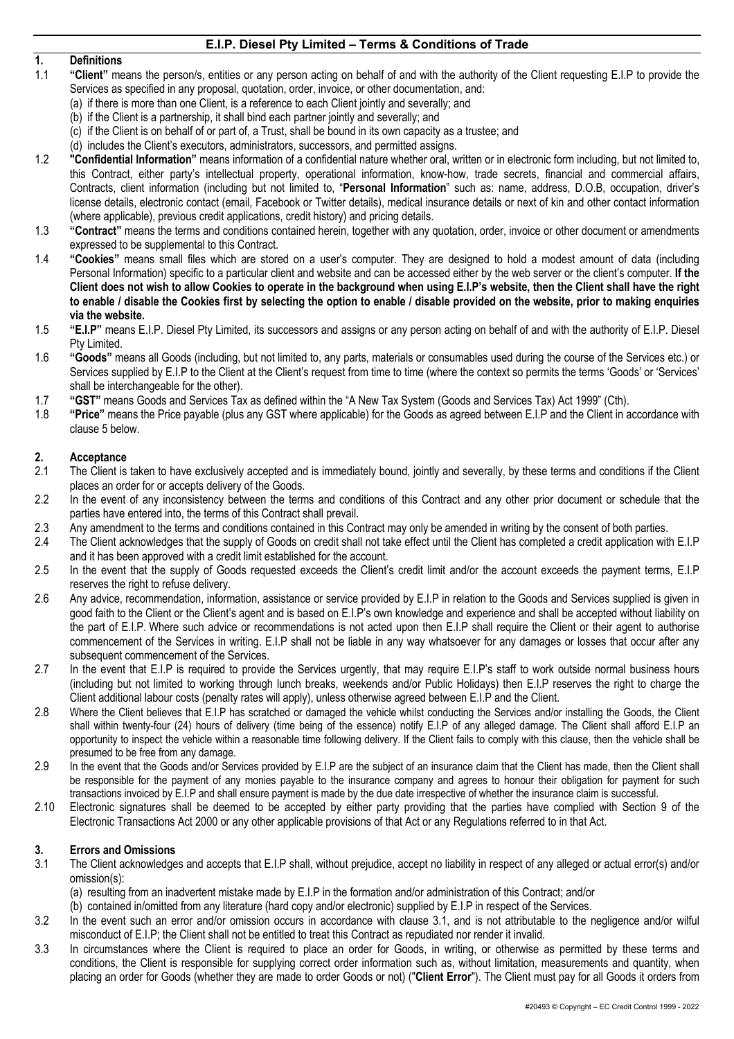## E.I.P. Diesel Pty Limited – Terms & Conditions of Trade

### 1. Definitions

1.1 **"Client"** means the person/s, entities or any person acting on behalf of and with the authority of the Client requesting E.I.P to provide the Services as specified in any proposal, quotation, order, invoice, or other documentation, and:
(a) if there is more than one Client, is a reference to each Client jointly and severally; and
(b) if the Client is a partnership, it shall bind each partner jointly and severally; and
(c) if the Client is on behalf of or part of, a Trust, shall be bound in its own capacity as a trustee; and
(d) includes the Client's executors, administrators, successors, and permitted assigns.

1.2 **"Confidential Information"** means information of a confidential nature whether oral, written or in electronic form including, but not limited to, this Contract, either party's intellectual property, operational information, know-how, trade secrets, financial and commercial affairs, Contracts, client information (including but not limited to, "**Personal Information**" such as: name, address, D.O.B, occupation, driver's license details, electronic contact (email, Facebook or Twitter details), medical insurance details or next of kin and other contact information (where applicable), previous credit applications, credit history) and pricing details.

1.3 **"Contract"** means the terms and conditions contained herein, together with any quotation, order, invoice or other document or amendments expressed to be supplemental to this Contract.

1.4 **"Cookies"** means small files which are stored on a user's computer. They are designed to hold a modest amount of data (including Personal Information) specific to a particular client and website and can be accessed either by the web server or the client's computer. **If the Client does not wish to allow Cookies to operate in the background when using E.I.P's website, then the Client shall have the right to enable / disable the Cookies first by selecting the option to enable / disable provided on the website, prior to making enquiries via the website.**

1.5 **"E.I.P"** means E.I.P. Diesel Pty Limited, its successors and assigns or any person acting on behalf of and with the authority of E.I.P. Diesel Pty Limited.

1.6 **"Goods"** means all Goods (including, but not limited to, any parts, materials or consumables used during the course of the Services etc.) or Services supplied by E.I.P to the Client at the Client's request from time to time (where the context so permits the terms 'Goods' or 'Services' shall be interchangeable for the other).

1.7 **"GST"** means Goods and Services Tax as defined within the "A New Tax System (Goods and Services Tax) Act 1999" (Cth).

1.8 **"Price"** means the Price payable (plus any GST where applicable) for the Goods as agreed between E.I.P and the Client in accordance with clause 5 below.

### 2. Acceptance

2.1 The Client is taken to have exclusively accepted and is immediately bound, jointly and severally, by these terms and conditions if the Client places an order for or accepts delivery of the Goods.

2.2 In the event of any inconsistency between the terms and conditions of this Contract and any other prior document or schedule that the parties have entered into, the terms of this Contract shall prevail.

2.3 Any amendment to the terms and conditions contained in this Contract may only be amended in writing by the consent of both parties.

2.4 The Client acknowledges that the supply of Goods on credit shall not take effect until the Client has completed a credit application with E.I.P and it has been approved with a credit limit established for the account.

2.5 In the event that the supply of Goods requested exceeds the Client's credit limit and/or the account exceeds the payment terms, E.I.P reserves the right to refuse delivery.

2.6 Any advice, recommendation, information, assistance or service provided by E.I.P in relation to the Goods and Services supplied is given in good faith to the Client or the Client's agent and is based on E.I.P's own knowledge and experience and shall be accepted without liability on the part of E.I.P. Where such advice or recommendations is not acted upon then E.I.P shall require the Client or their agent to authorise commencement of the Services in writing. E.I.P shall not be liable in any way whatsoever for any damages or losses that occur after any subsequent commencement of the Services.

2.7 In the event that E.I.P is required to provide the Services urgently, that may require E.I.P's staff to work outside normal business hours (including but not limited to working through lunch breaks, weekends and/or Public Holidays) then E.I.P reserves the right to charge the Client additional labour costs (penalty rates will apply), unless otherwise agreed between E.I.P and the Client.

2.8 Where the Client believes that E.I.P has scratched or damaged the vehicle whilst conducting the Services and/or installing the Goods, the Client shall within twenty-four (24) hours of delivery (time being of the essence) notify E.I.P of any alleged damage. The Client shall afford E.I.P an opportunity to inspect the vehicle within a reasonable time following delivery. If the Client fails to comply with this clause, then the vehicle shall be presumed to be free from any damage.

2.9 In the event that the Goods and/or Services provided by E.I.P are the subject of an insurance claim that the Client has made, then the Client shall be responsible for the payment of any monies payable to the insurance company and agrees to honour their obligation for payment for such transactions invoiced by E.I.P and shall ensure payment is made by the due date irrespective of whether the insurance claim is successful.

2.10 Electronic signatures shall be deemed to be accepted by either party providing that the parties have complied with Section 9 of the Electronic Transactions Act 2000 or any other applicable provisions of that Act or any Regulations referred to in that Act.

### 3. Errors and Omissions

3.1 The Client acknowledges and accepts that E.I.P shall, without prejudice, accept no liability in respect of any alleged or actual error(s) and/or omission(s):
(a) resulting from an inadvertent mistake made by E.I.P in the formation and/or administration of this Contract; and/or
(b) contained in/omitted from any literature (hard copy and/or electronic) supplied by E.I.P in respect of the Services.

3.2 In the event such an error and/or omission occurs in accordance with clause 3.1, and is not attributable to the negligence and/or wilful misconduct of E.I.P; the Client shall not be entitled to treat this Contract as repudiated nor render it invalid.

3.3 In circumstances where the Client is required to place an order for Goods, in writing, or otherwise as permitted by these terms and conditions, the Client is responsible for supplying correct order information such as, without limitation, measurements and quantity, when placing an order for Goods (whether they are made to order Goods or not) ("**Client Error**"). The Client must pay for all Goods it orders from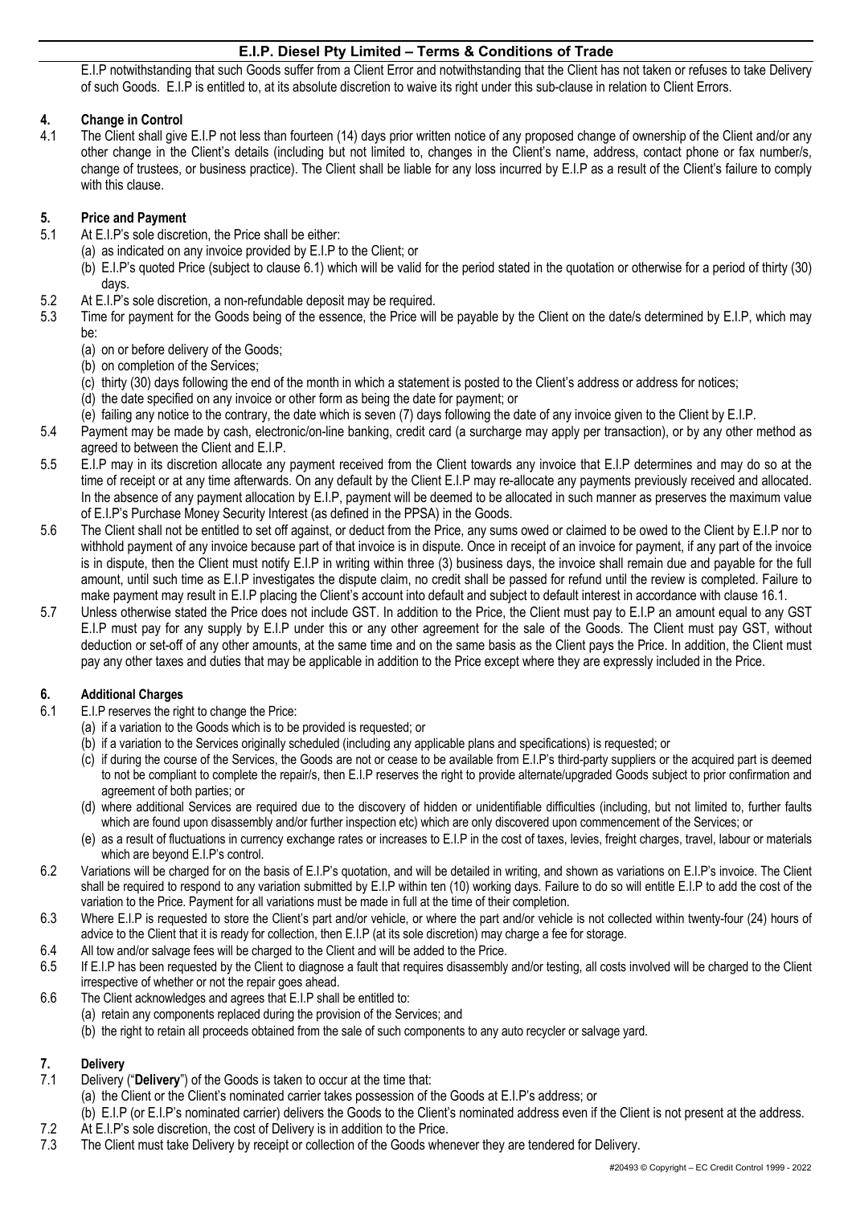E.I.P notwithstanding that such Goods suffer from a Client Error and notwithstanding that the Client has not taken or refuses to take Delivery of such Goods. E.I.P is entitled to, at its absolute discretion to waive its right under this sub-clause in relation to Client Errors.

## 4. Change in Control

4.1 The Client shall give E.I.P not less than fourteen (14) days prior written notice of any proposed change of ownership of the Client and/or any other change in the Client's details (including but not limited to, changes in the Client's name, address, contact phone or fax number/s, change of trustees, or business practice). The Client shall be liable for any loss incurred by E.I.P as a result of the Client's failure to comply with this clause.

## 5. Price and Payment

5.1 At E.I.P's sole discretion, the Price shall be either:
   (a) as indicated on any invoice provided by E.I.P to the Client; or
   (b) E.I.P's quoted Price (subject to clause 6.1) which will be valid for the period stated in the quotation or otherwise for a period of thirty (30) days.

5.2 At E.I.P's sole discretion, a non-refundable deposit may be required.

5.3 Time for payment for the Goods being of the essence, the Price will be payable by the Client on the date/s determined by E.I.P, which may be:
   (a) on or before delivery of the Goods;
   (b) on completion of the Services;
   (c) thirty (30) days following the end of the month in which a statement is posted to the Client's address or address for notices;
   (d) the date specified on any invoice or other form as being the date for payment; or
   (e) failing any notice to the contrary, the date which is seven (7) days following the date of any invoice given to the Client by E.I.P.

5.4 Payment may be made by cash, electronic/on-line banking, credit card (a surcharge may apply per transaction), or by any other method as agreed to between the Client and E.I.P.

5.5 E.I.P may in its discretion allocate any payment received from the Client towards any invoice that E.I.P determines and may do so at the time of receipt or at any time afterwards. On any default by the Client E.I.P may re-allocate any payments previously received and allocated. In the absence of any payment allocation by E.I.P, payment will be deemed to be allocated in such manner as preserves the maximum value of E.I.P's Purchase Money Security Interest (as defined in the PPSA) in the Goods.

5.6 The Client shall not be entitled to set off against, or deduct from the Price, any sums owed or claimed to be owed to the Client by E.I.P nor to withhold payment of any invoice because part of that invoice is in dispute. Once in receipt of an invoice for payment, if any part of the invoice is in dispute, then the Client must notify E.I.P in writing within three (3) business days, the invoice shall remain due and payable for the full amount, until such time as E.I.P investigates the dispute claim, no credit shall be passed for refund until the review is completed. Failure to make payment may result in E.I.P placing the Client's account into default and subject to default interest in accordance with clause 16.1.

5.7 Unless otherwise stated the Price does not include GST. In addition to the Price, the Client must pay to E.I.P an amount equal to any GST E.I.P must pay for any supply by E.I.P under this or any other agreement for the sale of the Goods. The Client must pay GST, without deduction or set-off of any other amounts, at the same time and on the same basis as the Client pays the Price. In addition, the Client must pay any other taxes and duties that may be applicable in addition to the Price except where they are expressly included in the Price.

## 6. Additional Charges

6.1 E.I.P reserves the right to change the Price:
   (a) if a variation to the Goods which is to be provided is requested; or
   (b) if a variation to the Services originally scheduled (including any applicable plans and specifications) is requested; or
   (c) if during the course of the Services, the Goods are not or cease to be available from E.I.P's third-party suppliers or the acquired part is deemed to not be compliant to complete the repair/s, then E.I.P reserves the right to provide alternate/upgraded Goods subject to prior confirmation and agreement of both parties; or
   (d) where additional Services are required due to the discovery of hidden or unidentifiable difficulties (including, but not limited to, further faults which are found upon disassembly and/or further inspection etc) which are only discovered upon commencement of the Services; or
   (e) as a result of fluctuations in currency exchange rates or increases to E.I.P in the cost of taxes, levies, freight charges, travel, labour or materials which are beyond E.I.P's control.

6.2 Variations will be charged for on the basis of E.I.P's quotation, and will be detailed in writing, and shown as variations on E.I.P's invoice. The Client shall be required to respond to any variation submitted by E.I.P within ten (10) working days. Failure to do so will entitle E.I.P to add the cost of the variation to the Price. Payment for all variations must be made in full at the time of their completion.

6.3 Where E.I.P is requested to store the Client's part and/or vehicle, or where the part and/or vehicle is not collected within twenty-four (24) hours of advice to the Client that it is ready for collection, then E.I.P (at its sole discretion) may charge a fee for storage.

6.4 All tow and/or salvage fees will be charged to the Client and will be added to the Price.

6.5 If E.I.P has been requested by the Client to diagnose a fault that requires disassembly and/or testing, all costs involved will be charged to the Client irrespective of whether or not the repair goes ahead.

6.6 The Client acknowledges and agrees that E.I.P shall be entitled to:
   (a) retain any components replaced during the provision of the Services; and
   (b) the right to retain all proceeds obtained from the sale of such components to any auto recycler or salvage yard.

## 7. Delivery

7.1 Delivery ("**Delivery**") of the Goods is taken to occur at the time that:
   (a) the Client or the Client's nominated carrier takes possession of the Goods at E.I.P's address; or
   (b) E.I.P (or E.I.P's nominated carrier) delivers the Goods to the Client's nominated address even if the Client is not present at the address.

7.2 At E.I.P's sole discretion, the cost of Delivery is in addition to the Price.

7.3 The Client must take Delivery by receipt or collection of the Goods whenever they are tendered for Delivery.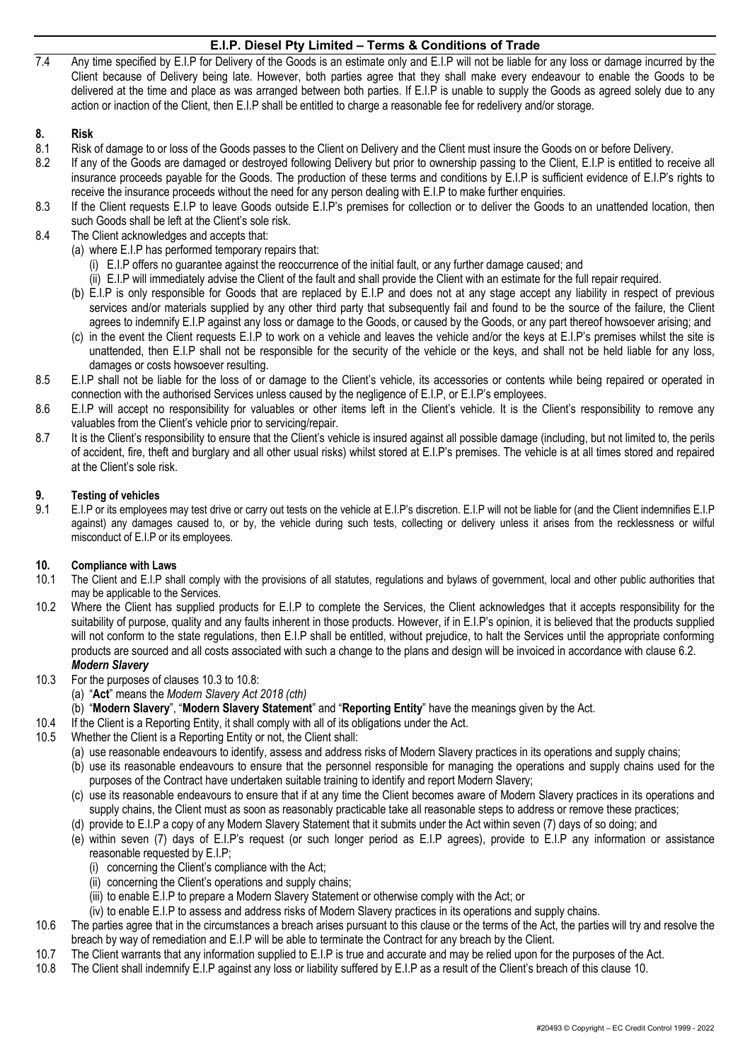7.4 Any time specified by E.I.P for Delivery of the Goods is an estimate only and E.I.P will not be liable for any loss or damage incurred by the Client because of Delivery being late. However, both parties agree that they shall make every endeavour to enable the Goods to be delivered at the time and place as was arranged between both parties. If E.I.P is unable to supply the Goods as agreed solely due to any action or inaction of the Client, then E.I.P shall be entitled to charge a reasonable fee for redelivery and/or storage.

## 8. Risk

8.1 Risk of damage to or loss of the Goods passes to the Client on Delivery and the Client must insure the Goods on or before Delivery.

8.2 If any of the Goods are damaged or destroyed following Delivery but prior to ownership passing to the Client, E.I.P is entitled to receive all insurance proceeds payable for the Goods. The production of these terms and conditions by E.I.P is sufficient evidence of E.I.P's rights to receive the insurance proceeds without the need for any person dealing with E.I.P to make further enquiries.

8.3 If the Client requests E.I.P to leave Goods outside E.I.P's premises for collection or to deliver the Goods to an unattended location, then such Goods shall be left at the Client's sole risk.

8.4 The Client acknowledges and accepts that:

(a) where E.I.P has performed temporary repairs that:

(i) E.I.P offers no guarantee against the reoccurrence of the initial fault, or any further damage caused; and

(ii) E.I.P will immediately advise the Client of the fault and shall provide the Client with an estimate for the full repair required.

(b) E.I.P is only responsible for Goods that are replaced by E.I.P and does not at any stage accept any liability in respect of previous services and/or materials supplied by any other third party that subsequently fail and found to be the source of the failure, the Client agrees to indemnify E.I.P against any loss or damage to the Goods, or caused by the Goods, or any part thereof howsoever arising; and

(c) in the event the Client requests E.I.P to work on a vehicle and leaves the vehicle and/or the keys at E.I.P's premises whilst the site is unattended, then E.I.P shall not be responsible for the security of the vehicle or the keys, and shall not be held liable for any loss, damages or costs howsoever resulting.

8.5 E.I.P shall not be liable for the loss of or damage to the Client's vehicle, its accessories or contents while being repaired or operated in connection with the authorised Services unless caused by the negligence of E.I.P, or E.I.P's employees.

8.6 E.I.P will accept no responsibility for valuables or other items left in the Client's vehicle. It is the Client's responsibility to remove any valuables from the Client's vehicle prior to servicing/repair.

8.7 It is the Client's responsibility to ensure that the Client's vehicle is insured against all possible damage (including, but not limited to, the perils of accident, fire, theft and burglary and all other usual risks) whilst stored at E.I.P's premises. The vehicle is at all times stored and repaired at the Client's sole risk.

## 9. Testing of vehicles

9.1 E.I.P or its employees may test drive or carry out tests on the vehicle at E.I.P's discretion. E.I.P will not be liable for (and the Client indemnifies E.I.P against) any damages caused to, or by, the vehicle during such tests, collecting or delivery unless it arises from the recklessness or wilful misconduct of E.I.P or its employees.

## 10. Compliance with Laws

10.1 The Client and E.I.P shall comply with the provisions of all statutes, regulations and bylaws of government, local and other public authorities that may be applicable to the Services.

10.2 Where the Client has supplied products for E.I.P to complete the Services, the Client acknowledges that it accepts responsibility for the suitability of purpose, quality and any faults inherent in those products. However, if in E.I.P's opinion, it is believed that the products supplied will not conform to the state regulations, then E.I.P shall be entitled, without prejudice, to halt the Services until the appropriate conforming products are sourced and all costs associated with such a change to the plans and design will be invoiced in accordance with clause 6.2.

***Modern Slavery***

10.3 For the purposes of clauses 10.3 to 10.8:

(a) "**Act**" means the *Modern Slavery Act 2018 (cth)*

(b) "**Modern Slavery**", "**Modern Slavery Statement**" and "**Reporting Entity**" have the meanings given by the Act.

10.4 If the Client is a Reporting Entity, it shall comply with all of its obligations under the Act.

10.5 Whether the Client is a Reporting Entity or not, the Client shall:

(a) use reasonable endeavours to identify, assess and address risks of Modern Slavery practices in its operations and supply chains;

(b) use its reasonable endeavours to ensure that the personnel responsible for managing the operations and supply chains used for the purposes of the Contract have undertaken suitable training to identify and report Modern Slavery;

(c) use its reasonable endeavours to ensure that if at any time the Client becomes aware of Modern Slavery practices in its operations and supply chains, the Client must as soon as reasonably practicable take all reasonable steps to address or remove these practices;

(d) provide to E.I.P a copy of any Modern Slavery Statement that it submits under the Act within seven (7) days of so doing; and

(e) within seven (7) days of E.I.P's request (or such longer period as E.I.P agrees), provide to E.I.P any information or assistance reasonable requested by E.I.P;

(i) concerning the Client's compliance with the Act;

(ii) concerning the Client's operations and supply chains;

(iii) to enable E.I.P to prepare a Modern Slavery Statement or otherwise comply with the Act; or

(iv) to enable E.I.P to assess and address risks of Modern Slavery practices in its operations and supply chains.

10.6 The parties agree that in the circumstances a breach arises pursuant to this clause or the terms of the Act, the parties will try and resolve the breach by way of remediation and E.I.P will be able to terminate the Contract for any breach by the Client.

10.7 The Client warrants that any information supplied to E.I.P is true and accurate and may be relied upon for the purposes of the Act.

10.8 The Client shall indemnify E.I.P against any loss or liability suffered by E.I.P as a result of the Client's breach of this clause 10.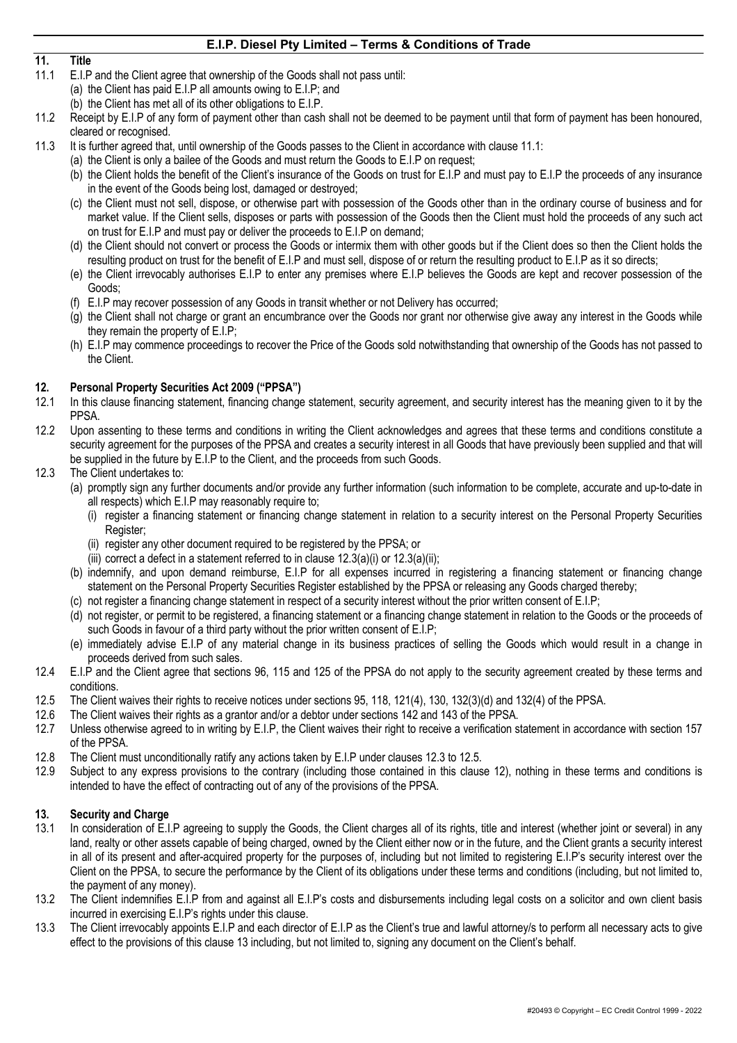## 11. Title

11.1 E.I.P and the Client agree that ownership of the Goods shall not pass until:
- (a) the Client has paid E.I.P all amounts owing to E.I.P; and
- (b) the Client has met all of its other obligations to E.I.P.

11.2 Receipt by E.I.P of any form of payment other than cash shall not be deemed to be payment until that form of payment has been honoured, cleared or recognised.

11.3 It is further agreed that, until ownership of the Goods passes to the Client in accordance with clause 11.1:
- (a) the Client is only a bailee of the Goods and must return the Goods to E.I.P on request;
- (b) the Client holds the benefit of the Client's insurance of the Goods on trust for E.I.P and must pay to E.I.P the proceeds of any insurance in the event of the Goods being lost, damaged or destroyed;
- (c) the Client must not sell, dispose, or otherwise part with possession of the Goods other than in the ordinary course of business and for market value. If the Client sells, disposes or parts with possession of the Goods then the Client must hold the proceeds of any such act on trust for E.I.P and must pay or deliver the proceeds to E.I.P on demand;
- (d) the Client should not convert or process the Goods or intermix them with other goods but if the Client does so then the Client holds the resulting product on trust for the benefit of E.I.P and must sell, dispose of or return the resulting product to E.I.P as it so directs;
- (e) the Client irrevocably authorises E.I.P to enter any premises where E.I.P believes the Goods are kept and recover possession of the Goods;
- (f) E.I.P may recover possession of any Goods in transit whether or not Delivery has occurred;
- (g) the Client shall not charge or grant an encumbrance over the Goods nor grant nor otherwise give away any interest in the Goods while they remain the property of E.I.P;
- (h) E.I.P may commence proceedings to recover the Price of the Goods sold notwithstanding that ownership of the Goods has not passed to the Client.

## 12. Personal Property Securities Act 2009 ("PPSA")

12.1 In this clause financing statement, financing change statement, security agreement, and security interest has the meaning given to it by the PPSA.

12.2 Upon assenting to these terms and conditions in writing the Client acknowledges and agrees that these terms and conditions constitute a security agreement for the purposes of the PPSA and creates a security interest in all Goods that have previously been supplied and that will be supplied in the future by E.I.P to the Client, and the proceeds from such Goods.

12.3 The Client undertakes to:
- (a) promptly sign any further documents and/or provide any further information (such information to be complete, accurate and up-to-date in all respects) which E.I.P may reasonably require to;
  - (i) register a financing statement or financing change statement in relation to a security interest on the Personal Property Securities Register;
  - (ii) register any other document required to be registered by the PPSA; or
  - (iii) correct a defect in a statement referred to in clause 12.3(a)(i) or 12.3(a)(ii);
- (b) indemnify, and upon demand reimburse, E.I.P for all expenses incurred in registering a financing statement or financing change statement on the Personal Property Securities Register established by the PPSA or releasing any Goods charged thereby;
- (c) not register a financing change statement in respect of a security interest without the prior written consent of E.I.P;
- (d) not register, or permit to be registered, a financing statement or a financing change statement in relation to the Goods or the proceeds of such Goods in favour of a third party without the prior written consent of E.I.P;
- (e) immediately advise E.I.P of any material change in its business practices of selling the Goods which would result in a change in proceeds derived from such sales.

12.4 E.I.P and the Client agree that sections 96, 115 and 125 of the PPSA do not apply to the security agreement created by these terms and conditions.

12.5 The Client waives their rights to receive notices under sections 95, 118, 121(4), 130, 132(3)(d) and 132(4) of the PPSA.

12.6 The Client waives their rights as a grantor and/or a debtor under sections 142 and 143 of the PPSA.

12.7 Unless otherwise agreed to in writing by E.I.P, the Client waives their right to receive a verification statement in accordance with section 157 of the PPSA.

12.8 The Client must unconditionally ratify any actions taken by E.I.P under clauses 12.3 to 12.5.

12.9 Subject to any express provisions to the contrary (including those contained in this clause 12), nothing in these terms and conditions is intended to have the effect of contracting out of any of the provisions of the PPSA.

## 13. Security and Charge

13.1 In consideration of E.I.P agreeing to supply the Goods, the Client charges all of its rights, title and interest (whether joint or several) in any land, realty or other assets capable of being charged, owned by the Client either now or in the future, and the Client grants a security interest in all of its present and after-acquired property for the purposes of, including but not limited to registering E.I.P's security interest over the Client on the PPSA, to secure the performance by the Client of its obligations under these terms and conditions (including, but not limited to, the payment of any money).

13.2 The Client indemnifies E.I.P from and against all E.I.P's costs and disbursements including legal costs on a solicitor and own client basis incurred in exercising E.I.P's rights under this clause.

13.3 The Client irrevocably appoints E.I.P and each director of E.I.P as the Client's true and lawful attorney/s to perform all necessary acts to give effect to the provisions of this clause 13 including, but not limited to, signing any document on the Client's behalf.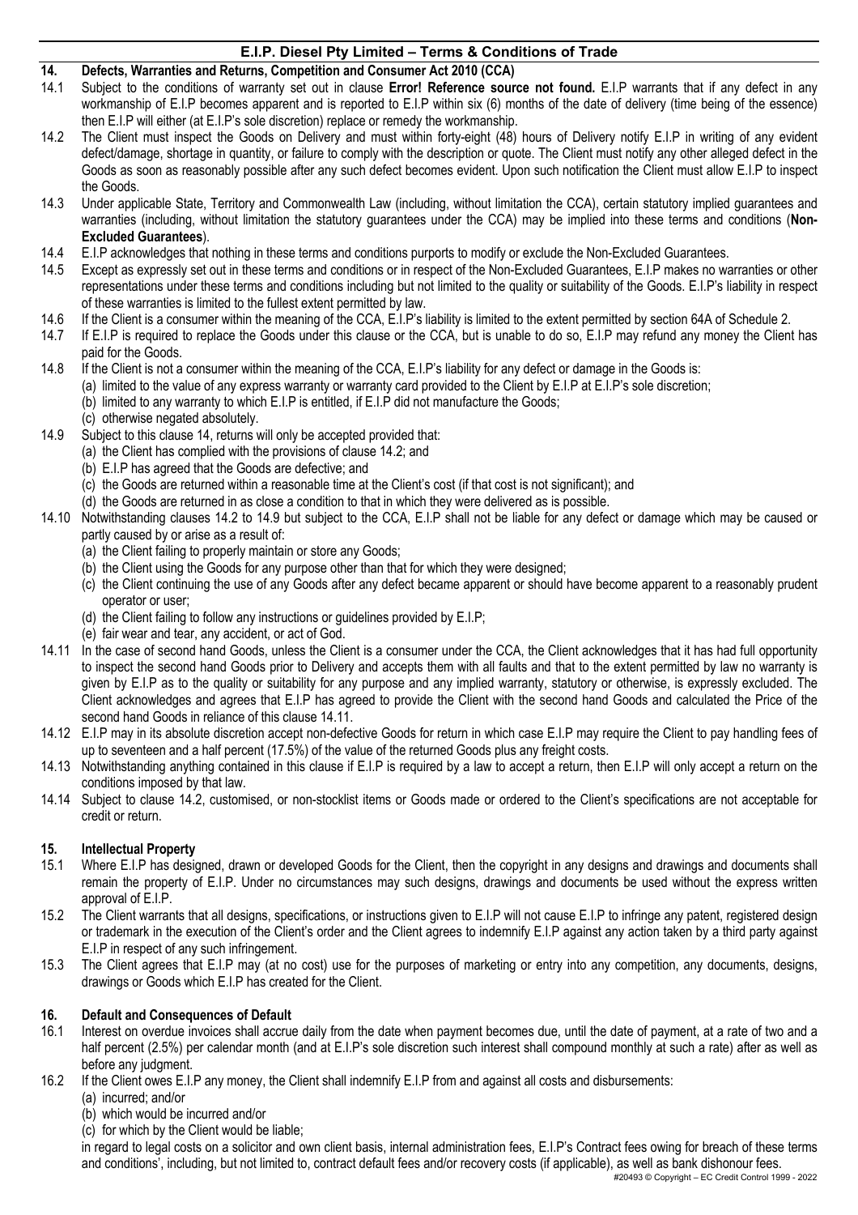## 14. Defects, Warranties and Returns, Competition and Consumer Act 2010 (CCA)

14.1 Subject to the conditions of warranty set out in clause **Error! Reference source not found.** E.I.P warrants that if any defect in any workmanship of E.I.P becomes apparent and is reported to E.I.P within six (6) months of the date of delivery (time being of the essence) then E.I.P will either (at E.I.P's sole discretion) replace or remedy the workmanship.

14.2 The Client must inspect the Goods on Delivery and must within forty-eight (48) hours of Delivery notify E.I.P in writing of any evident defect/damage, shortage in quantity, or failure to comply with the description or quote. The Client must notify any other alleged defect in the Goods as soon as reasonably possible after any such defect becomes evident. Upon such notification the Client must allow E.I.P to inspect the Goods.

14.3 Under applicable State, Territory and Commonwealth Law (including, without limitation the CCA), certain statutory implied guarantees and warranties (including, without limitation the statutory guarantees under the CCA) may be implied into these terms and conditions (**Non-Excluded Guarantees**).

14.4 E.I.P acknowledges that nothing in these terms and conditions purports to modify or exclude the Non-Excluded Guarantees.

14.5 Except as expressly set out in these terms and conditions or in respect of the Non-Excluded Guarantees, E.I.P makes no warranties or other representations under these terms and conditions including but not limited to the quality or suitability of the Goods. E.I.P's liability in respect of these warranties is limited to the fullest extent permitted by law.

14.6 If the Client is a consumer within the meaning of the CCA, E.I.P's liability is limited to the extent permitted by section 64A of Schedule 2.

14.7 If E.I.P is required to replace the Goods under this clause or the CCA, but is unable to do so, E.I.P may refund any money the Client has paid for the Goods.

14.8 If the Client is not a consumer within the meaning of the CCA, E.I.P's liability for any defect or damage in the Goods is:

(a) limited to the value of any express warranty or warranty card provided to the Client by E.I.P at E.I.P's sole discretion;
(b) limited to any warranty to which E.I.P is entitled, if E.I.P did not manufacture the Goods;
(c) otherwise negated absolutely.

14.9 Subject to this clause 14, returns will only be accepted provided that:

(a) the Client has complied with the provisions of clause 14.2; and
(b) E.I.P has agreed that the Goods are defective; and
(c) the Goods are returned within a reasonable time at the Client's cost (if that cost is not significant); and
(d) the Goods are returned in as close a condition to that in which they were delivered as is possible.

14.10 Notwithstanding clauses 14.2 to 14.9 but subject to the CCA, E.I.P shall not be liable for any defect or damage which may be caused or partly caused by or arise as a result of:

(a) the Client failing to properly maintain or store any Goods;
(b) the Client using the Goods for any purpose other than that for which they were designed;
(c) the Client continuing the use of any Goods after any defect became apparent or should have become apparent to a reasonably prudent operator or user;
(d) the Client failing to follow any instructions or guidelines provided by E.I.P;
(e) fair wear and tear, any accident, or act of God.

14.11 In the case of second hand Goods, unless the Client is a consumer under the CCA, the Client acknowledges that it has had full opportunity to inspect the second hand Goods prior to Delivery and accepts them with all faults and that to the extent permitted by law no warranty is given by E.I.P as to the quality or suitability for any purpose and any implied warranty, statutory or otherwise, is expressly excluded. The Client acknowledges and agrees that E.I.P has agreed to provide the Client with the second hand Goods and calculated the Price of the second hand Goods in reliance of this clause 14.11.

14.12 E.I.P may in its absolute discretion accept non-defective Goods for return in which case E.I.P may require the Client to pay handling fees of up to seventeen and a half percent (17.5%) of the value of the returned Goods plus any freight costs.

14.13 Notwithstanding anything contained in this clause if E.I.P is required by a law to accept a return, then E.I.P will only accept a return on the conditions imposed by that law.

14.14 Subject to clause 14.2, customised, or non-stocklist items or Goods made or ordered to the Client's specifications are not acceptable for credit or return.

## 15. Intellectual Property

15.1 Where E.I.P has designed, drawn or developed Goods for the Client, then the copyright in any designs and drawings and documents shall remain the property of E.I.P. Under no circumstances may such designs, drawings and documents be used without the express written approval of E.I.P.

15.2 The Client warrants that all designs, specifications, or instructions given to E.I.P will not cause E.I.P to infringe any patent, registered design or trademark in the execution of the Client's order and the Client agrees to indemnify E.I.P against any action taken by a third party against E.I.P in respect of any such infringement.

15.3 The Client agrees that E.I.P may (at no cost) use for the purposes of marketing or entry into any competition, any documents, designs, drawings or Goods which E.I.P has created for the Client.

## 16. Default and Consequences of Default

16.1 Interest on overdue invoices shall accrue daily from the date when payment becomes due, until the date of payment, at a rate of two and a half percent (2.5%) per calendar month (and at E.I.P's sole discretion such interest shall compound monthly at such a rate) after as well as before any judgment.

16.2 If the Client owes E.I.P any money, the Client shall indemnify E.I.P from and against all costs and disbursements:

(a) incurred; and/or
(b) which would be incurred and/or
(c) for which by the Client would be liable;

in regard to legal costs on a solicitor and own client basis, internal administration fees, E.I.P's Contract fees owing for breach of these terms and conditions', including, but not limited to, contract default fees and/or recovery costs (if applicable), as well as bank dishonour fees.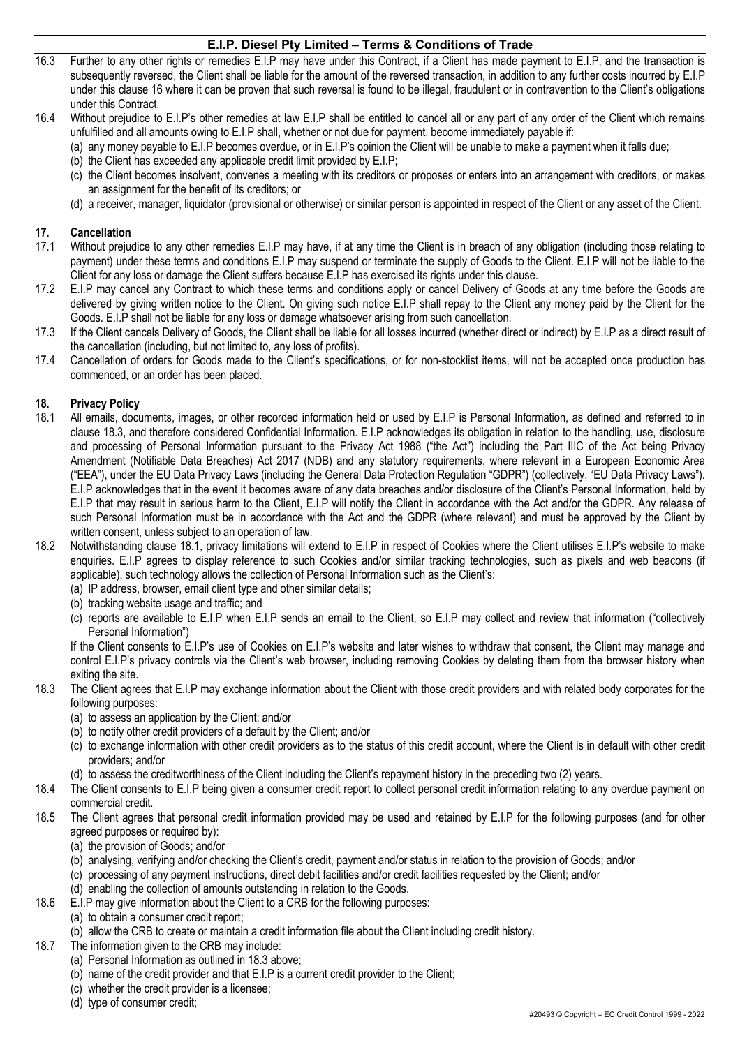16.3 Further to any other rights or remedies E.I.P may have under this Contract, if a Client has made payment to E.I.P, and the transaction is subsequently reversed, the Client shall be liable for the amount of the reversed transaction, in addition to any further costs incurred by E.I.P under this clause 16 where it can be proven that such reversal is found to be illegal, fraudulent or in contravention to the Client's obligations under this Contract.

16.4 Without prejudice to E.I.P's other remedies at law E.I.P shall be entitled to cancel all or any part of any order of the Client which remains unfulfilled and all amounts owing to E.I.P shall, whether or not due for payment, become immediately payable if:
- (a) any money payable to E.I.P becomes overdue, or in E.I.P's opinion the Client will be unable to make a payment when it falls due;
- (b) the Client has exceeded any applicable credit limit provided by E.I.P;
- (c) the Client becomes insolvent, convenes a meeting with its creditors or proposes or enters into an arrangement with creditors, or makes an assignment for the benefit of its creditors; or
- (d) a receiver, manager, liquidator (provisional or otherwise) or similar person is appointed in respect of the Client or any asset of the Client.

## 17. Cancellation

17.1 Without prejudice to any other remedies E.I.P may have, if at any time the Client is in breach of any obligation (including those relating to payment) under these terms and conditions E.I.P may suspend or terminate the supply of Goods to the Client. E.I.P will not be liable to the Client for any loss or damage the Client suffers because E.I.P has exercised its rights under this clause.

17.2 E.I.P may cancel any Contract to which these terms and conditions apply or cancel Delivery of Goods at any time before the Goods are delivered by giving written notice to the Client. On giving such notice E.I.P shall repay to the Client any money paid by the Client for the Goods. E.I.P shall not be liable for any loss or damage whatsoever arising from such cancellation.

17.3 If the Client cancels Delivery of Goods, the Client shall be liable for all losses incurred (whether direct or indirect) by E.I.P as a direct result of the cancellation (including, but not limited to, any loss of profits).

17.4 Cancellation of orders for Goods made to the Client's specifications, or for non-stocklist items, will not be accepted once production has commenced, or an order has been placed.

## 18. Privacy Policy

18.1 All emails, documents, images, or other recorded information held or used by E.I.P is Personal Information, as defined and referred to in clause 18.3, and therefore considered Confidential Information. E.I.P acknowledges its obligation in relation to the handling, use, disclosure and processing of Personal Information pursuant to the Privacy Act 1988 ("the Act") including the Part IIIC of the Act being Privacy Amendment (Notifiable Data Breaches) Act 2017 (NDB) and any statutory requirements, where relevant in a European Economic Area ("EEA"), under the EU Data Privacy Laws (including the General Data Protection Regulation "GDPR") (collectively, "EU Data Privacy Laws"). E.I.P acknowledges that in the event it becomes aware of any data breaches and/or disclosure of the Client's Personal Information, held by E.I.P that may result in serious harm to the Client, E.I.P will notify the Client in accordance with the Act and/or the GDPR. Any release of such Personal Information must be in accordance with the Act and the GDPR (where relevant) and must be approved by the Client by written consent, unless subject to an operation of law.

18.2 Notwithstanding clause 18.1, privacy limitations will extend to E.I.P in respect of Cookies where the Client utilises E.I.P's website to make enquiries. E.I.P agrees to display reference to such Cookies and/or similar tracking technologies, such as pixels and web beacons (if applicable), such technology allows the collection of Personal Information such as the Client's:
- (a) IP address, browser, email client type and other similar details;
- (b) tracking website usage and traffic; and
- (c) reports are available to E.I.P when E.I.P sends an email to the Client, so E.I.P may collect and review that information ("collectively Personal Information")

If the Client consents to E.I.P's use of Cookies on E.I.P's website and later wishes to withdraw that consent, the Client may manage and control E.I.P's privacy controls via the Client's web browser, including removing Cookies by deleting them from the browser history when exiting the site.

18.3 The Client agrees that E.I.P may exchange information about the Client with those credit providers and with related body corporates for the following purposes:
- (a) to assess an application by the Client; and/or
- (b) to notify other credit providers of a default by the Client; and/or
- (c) to exchange information with other credit providers as to the status of this credit account, where the Client is in default with other credit providers; and/or
- (d) to assess the creditworthiness of the Client including the Client's repayment history in the preceding two (2) years.

18.4 The Client consents to E.I.P being given a consumer credit report to collect personal credit information relating to any overdue payment on commercial credit.

18.5 The Client agrees that personal credit information provided may be used and retained by E.I.P for the following purposes (and for other agreed purposes or required by):
- (a) the provision of Goods; and/or
- (b) analysing, verifying and/or checking the Client's credit, payment and/or status in relation to the provision of Goods; and/or
- (c) processing of any payment instructions, direct debit facilities and/or credit facilities requested by the Client; and/or
- (d) enabling the collection of amounts outstanding in relation to the Goods.

18.6 E.I.P may give information about the Client to a CRB for the following purposes:
- (a) to obtain a consumer credit report;
- (b) allow the CRB to create or maintain a credit information file about the Client including credit history.

18.7 The information given to the CRB may include:
- (a) Personal Information as outlined in 18.3 above;
- (b) name of the credit provider and that E.I.P is a current credit provider to the Client;
- (c) whether the credit provider is a licensee;
- (d) type of consumer credit;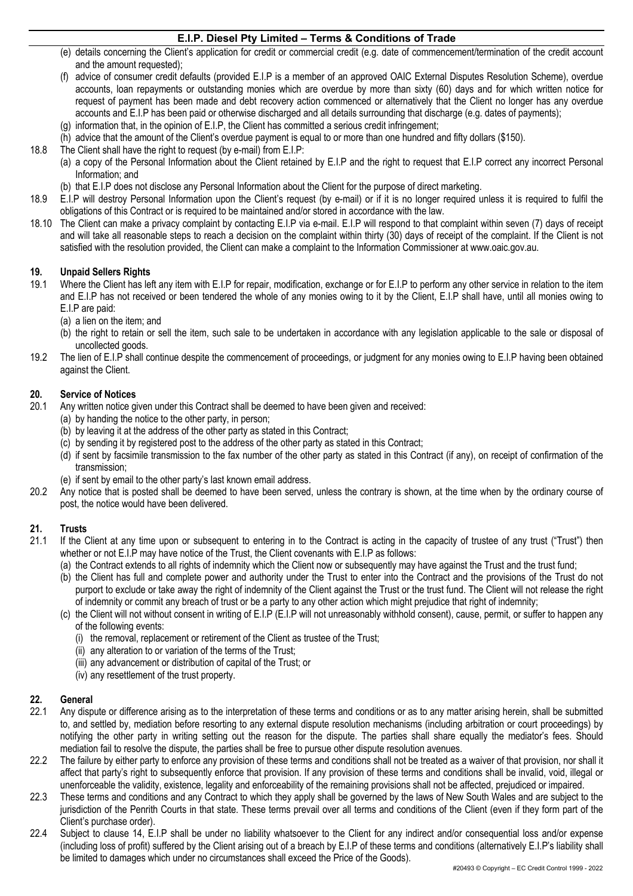(e) details concerning the Client's application for credit or commercial credit (e.g. date of commencement/termination of the credit account and the amount requested);

(f) advice of consumer credit defaults (provided E.I.P is a member of an approved OAIC External Disputes Resolution Scheme), overdue accounts, loan repayments or outstanding monies which are overdue by more than sixty (60) days and for which written notice for request of payment has been made and debt recovery action commenced or alternatively that the Client no longer has any overdue accounts and E.I.P has been paid or otherwise discharged and all details surrounding that discharge (e.g. dates of payments);

(g) information that, in the opinion of E.I.P, the Client has committed a serious credit infringement;

(h) advice that the amount of the Client's overdue payment is equal to or more than one hundred and fifty dollars ($150).

18.8 The Client shall have the right to request (by e-mail) from E.I.P:

(a) a copy of the Personal Information about the Client retained by E.I.P and the right to request that E.I.P correct any incorrect Personal Information; and

(b) that E.I.P does not disclose any Personal Information about the Client for the purpose of direct marketing.

18.9 E.I.P will destroy Personal Information upon the Client's request (by e-mail) or if it is no longer required unless it is required to fulfil the obligations of this Contract or is required to be maintained and/or stored in accordance with the law.

18.10 The Client can make a privacy complaint by contacting E.I.P via e-mail. E.I.P will respond to that complaint within seven (7) days of receipt and will take all reasonable steps to reach a decision on the complaint within thirty (30) days of receipt of the complaint. If the Client is not satisfied with the resolution provided, the Client can make a complaint to the Information Commissioner at www.oaic.gov.au.

## 19. Unpaid Sellers Rights

19.1 Where the Client has left any item with E.I.P for repair, modification, exchange or for E.I.P to perform any other service in relation to the item and E.I.P has not received or been tendered the whole of any monies owing to it by the Client, E.I.P shall have, until all monies owing to E.I.P are paid:

(a) a lien on the item; and

(b) the right to retain or sell the item, such sale to be undertaken in accordance with any legislation applicable to the sale or disposal of uncollected goods.

19.2 The lien of E.I.P shall continue despite the commencement of proceedings, or judgment for any monies owing to E.I.P having been obtained against the Client.

## 20. Service of Notices

20.1 Any written notice given under this Contract shall be deemed to have been given and received:

(a) by handing the notice to the other party, in person;

(b) by leaving it at the address of the other party as stated in this Contract;

(c) by sending it by registered post to the address of the other party as stated in this Contract;

(d) if sent by facsimile transmission to the fax number of the other party as stated in this Contract (if any), on receipt of confirmation of the transmission;

(e) if sent by email to the other party's last known email address.

20.2 Any notice that is posted shall be deemed to have been served, unless the contrary is shown, at the time when by the ordinary course of post, the notice would have been delivered.

## 21. Trusts

21.1 If the Client at any time upon or subsequent to entering in to the Contract is acting in the capacity of trustee of any trust ("Trust") then whether or not E.I.P may have notice of the Trust, the Client covenants with E.I.P as follows:

(a) the Contract extends to all rights of indemnity which the Client now or subsequently may have against the Trust and the trust fund;

(b) the Client has full and complete power and authority under the Trust to enter into the Contract and the provisions of the Trust do not purport to exclude or take away the right of indemnity of the Client against the Trust or the trust fund. The Client will not release the right of indemnity or commit any breach of trust or be a party to any other action which might prejudice that right of indemnity;

(c) the Client will not without consent in writing of E.I.P (E.I.P will not unreasonably withhold consent), cause, permit, or suffer to happen any of the following events:

(i) the removal, replacement or retirement of the Client as trustee of the Trust;

(ii) any alteration to or variation of the terms of the Trust;

(iii) any advancement or distribution of capital of the Trust; or

(iv) any resettlement of the trust property.

## 22. General

22.1 Any dispute or difference arising as to the interpretation of these terms and conditions or as to any matter arising herein, shall be submitted to, and settled by, mediation before resorting to any external dispute resolution mechanisms (including arbitration or court proceedings) by notifying the other party in writing setting out the reason for the dispute. The parties shall share equally the mediator's fees. Should mediation fail to resolve the dispute, the parties shall be free to pursue other dispute resolution avenues.

22.2 The failure by either party to enforce any provision of these terms and conditions shall not be treated as a waiver of that provision, nor shall it affect that party's right to subsequently enforce that provision. If any provision of these terms and conditions shall be invalid, void, illegal or unenforceable the validity, existence, legality and enforceability of the remaining provisions shall not be affected, prejudiced or impaired.

22.3 These terms and conditions and any Contract to which they apply shall be governed by the laws of New South Wales and are subject to the jurisdiction of the Penrith Courts in that state. These terms prevail over all terms and conditions of the Client (even if they form part of the Client's purchase order).

22.4 Subject to clause 14, E.I.P shall be under no liability whatsoever to the Client for any indirect and/or consequential loss and/or expense (including loss of profit) suffered by the Client arising out of a breach by E.I.P of these terms and conditions (alternatively E.I.P's liability shall be limited to damages which under no circumstances shall exceed the Price of the Goods).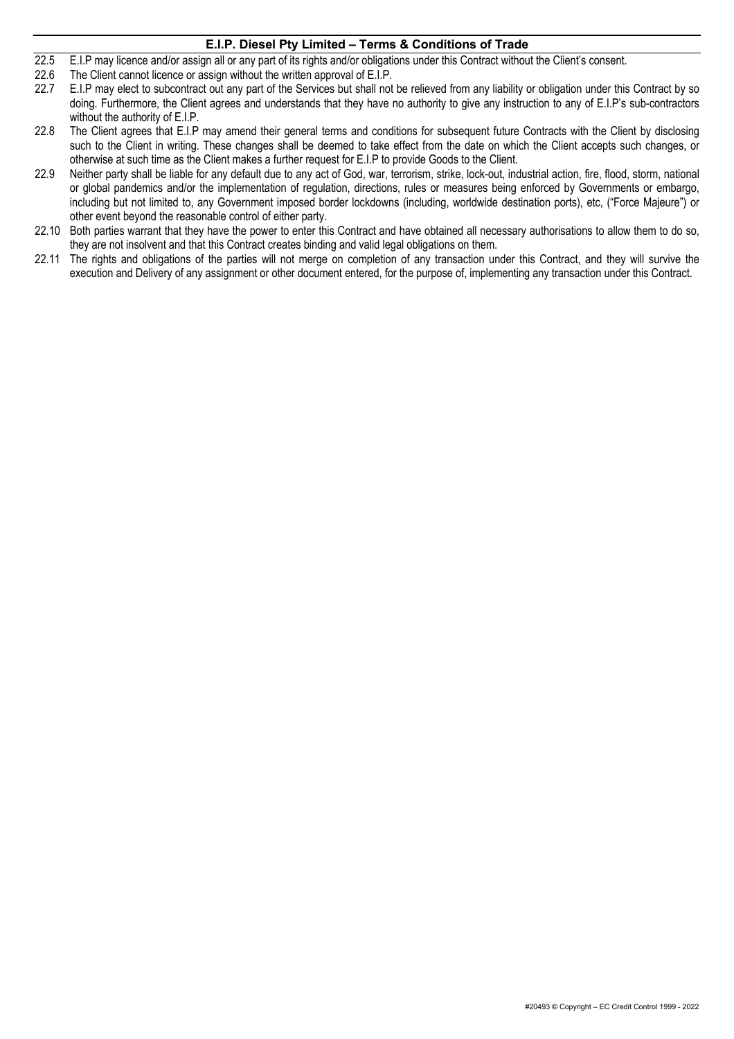22.5 E.I.P may licence and/or assign all or any part of its rights and/or obligations under this Contract without the Client's consent.

22.6 The Client cannot licence or assign without the written approval of E.I.P.

22.7 E.I.P may elect to subcontract out any part of the Services but shall not be relieved from any liability or obligation under this Contract by so doing. Furthermore, the Client agrees and understands that they have no authority to give any instruction to any of E.I.P's sub-contractors without the authority of E.I.P.

22.8 The Client agrees that E.I.P may amend their general terms and conditions for subsequent future Contracts with the Client by disclosing such to the Client in writing. These changes shall be deemed to take effect from the date on which the Client accepts such changes, or otherwise at such time as the Client makes a further request for E.I.P to provide Goods to the Client.

22.9 Neither party shall be liable for any default due to any act of God, war, terrorism, strike, lock-out, industrial action, fire, flood, storm, national or global pandemics and/or the implementation of regulation, directions, rules or measures being enforced by Governments or embargo, including but not limited to, any Government imposed border lockdowns (including, worldwide destination ports), etc, ("Force Majeure") or other event beyond the reasonable control of either party.

22.10 Both parties warrant that they have the power to enter this Contract and have obtained all necessary authorisations to allow them to do so, they are not insolvent and that this Contract creates binding and valid legal obligations on them.

22.11 The rights and obligations of the parties will not merge on completion of any transaction under this Contract, and they will survive the execution and Delivery of any assignment or other document entered, for the purpose of, implementing any transaction under this Contract.